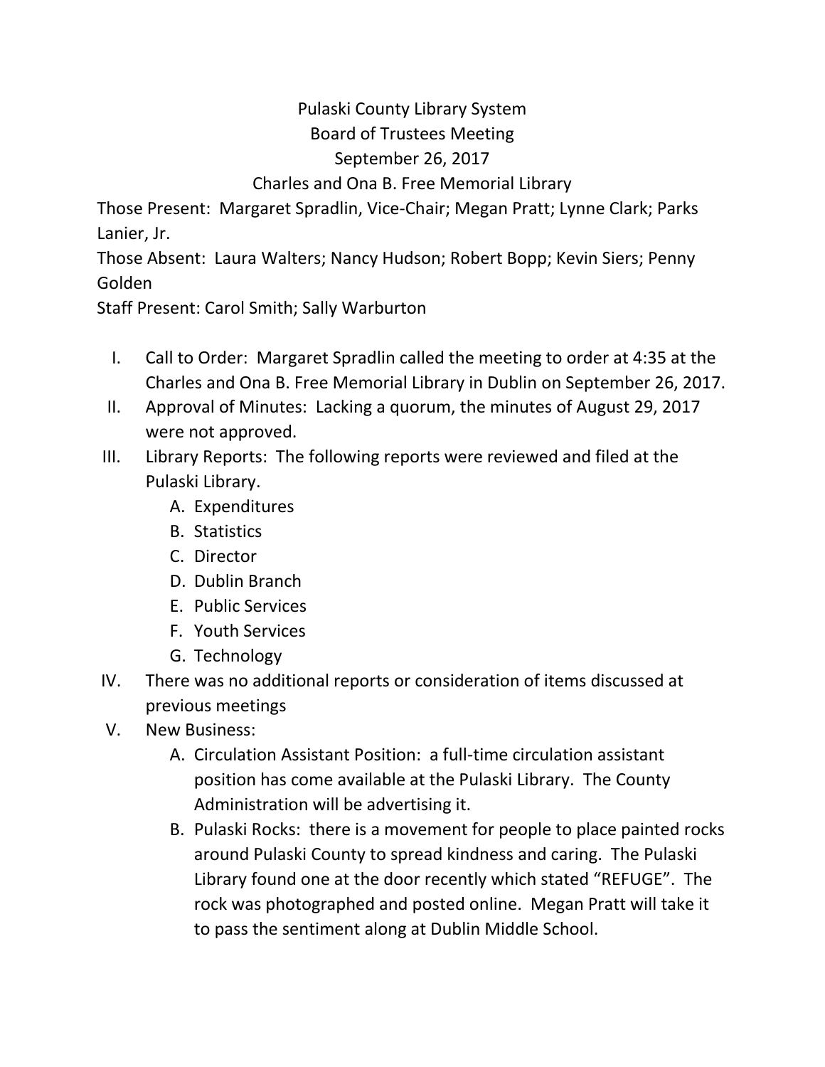# Pulaski County Library System
## Board of Trustees Meeting
## September 26, 2017
## Charles and Ona B. Free Memorial Library

Those Present: Margaret Spradlin, Vice-Chair; Megan Pratt; Lynne Clark; Parks Lanier, Jr.

Those Absent: Laura Walters; Nancy Hudson; Robert Bopp; Kevin Siers; Penny Golden

Staff Present: Carol Smith; Sally Warburton

I. Call to Order: Margaret Spradlin called the meeting to order at 4:35 at the Charles and Ona B. Free Memorial Library in Dublin on September 26, 2017.

II. Approval of Minutes: Lacking a quorum, the minutes of August 29, 2017 were not approved.

III. Library Reports: The following reports were reviewed and filed at the Pulaski Library.
   - A. Expenditures
   - B. Statistics
   - C. Director
   - D. Dublin Branch
   - E. Public Services
   - F. Youth Services
   - G. Technology

IV. There was no additional reports or consideration of items discussed at previous meetings

V. New Business:
   - A. Circulation Assistant Position: a full-time circulation assistant position has come available at the Pulaski Library. The County Administration will be advertising it.
   - B. Pulaski Rocks: there is a movement for people to place painted rocks around Pulaski County to spread kindness and caring. The Pulaski Library found one at the door recently which stated "REFUGE". The rock was photographed and posted online. Megan Pratt will take it to pass the sentiment along at Dublin Middle School.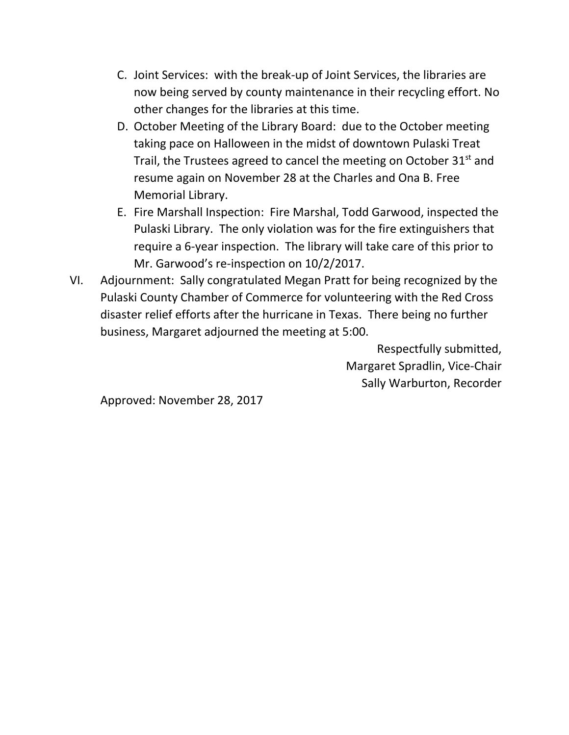C. Joint Services: with the break-up of Joint Services, the libraries are now being served by county maintenance in their recycling effort. No other changes for the libraries at this time.

D. October Meeting of the Library Board: due to the October meeting taking pace on Halloween in the midst of downtown Pulaski Treat Trail, the Trustees agreed to cancel the meeting on October 31st and resume again on November 28 at the Charles and Ona B. Free Memorial Library.

E. Fire Marshall Inspection: Fire Marshal, Todd Garwood, inspected the Pulaski Library. The only violation was for the fire extinguishers that require a 6-year inspection. The library will take care of this prior to Mr. Garwood's re-inspection on 10/2/2017.

VI. Adjournment: Sally congratulated Megan Pratt for being recognized by the Pulaski County Chamber of Commerce for volunteering with the Red Cross disaster relief efforts after the hurricane in Texas. There being no further business, Margaret adjourned the meeting at 5:00.

Respectfully submitted,
Margaret Spradlin, Vice-Chair
Sally Warburton, Recorder

Approved: November 28, 2017